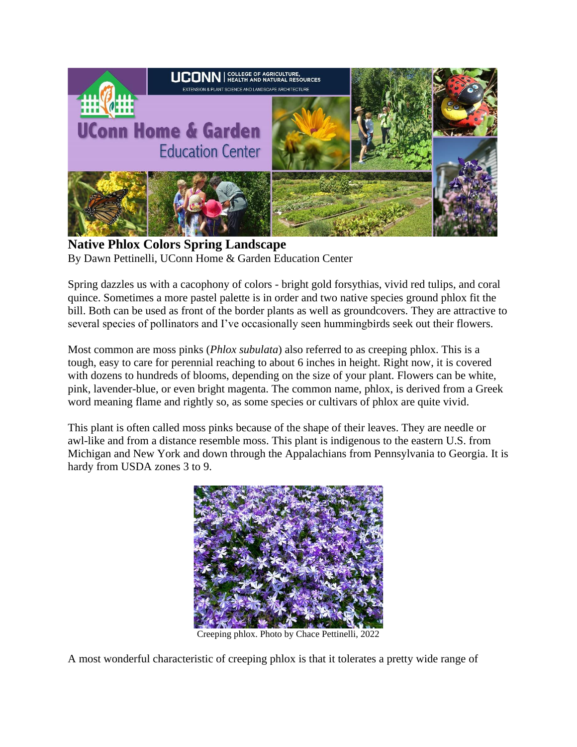# Native Phlox Colors Spring Landscape

By Dawn Pettinelli, UConn Home & Garden Education Center

Spring dazzles us with a cacophony of colors - bright gold forsythias, vivid red tulips, and coral quince. Sometimes a more pastel palette is in order and two native species ground phlox fit the bill. Both can be used as front of the border plants as well as groundcovers. They are attractive to several species of pollinators and I've occasionally seen hummingbirds seek out their flowers.

Most common are moss pinks (*Phlox subulata*) also referred to as creeping phlox. This is a tough, easy to care for perennial reaching to about 6 inches in height. Right now, it is covered with dozens to hundreds of blooms, depending on the size of your plant. Flowers can be white, pink, lavender-blue, or even bright magenta. The common name, phlox, is derived from a Greek word meaning flame and rightly so, as some species or cultivars of phlox are quite vivid.

This plant is often called moss pinks because of the shape of their leaves. They are needle or awl-like and from a distance resemble moss. This plant is indigenous to the eastern U.S. from Michigan and New York and down through the Appalachians from Pennsylvania to Georgia. It is hardy from USDA zones 3 to 9.

Creeping phlox. Photo by Chace Pettinelli, 2022

A most wonderful characteristic of creeping phlox is that it tolerates a pretty wide range of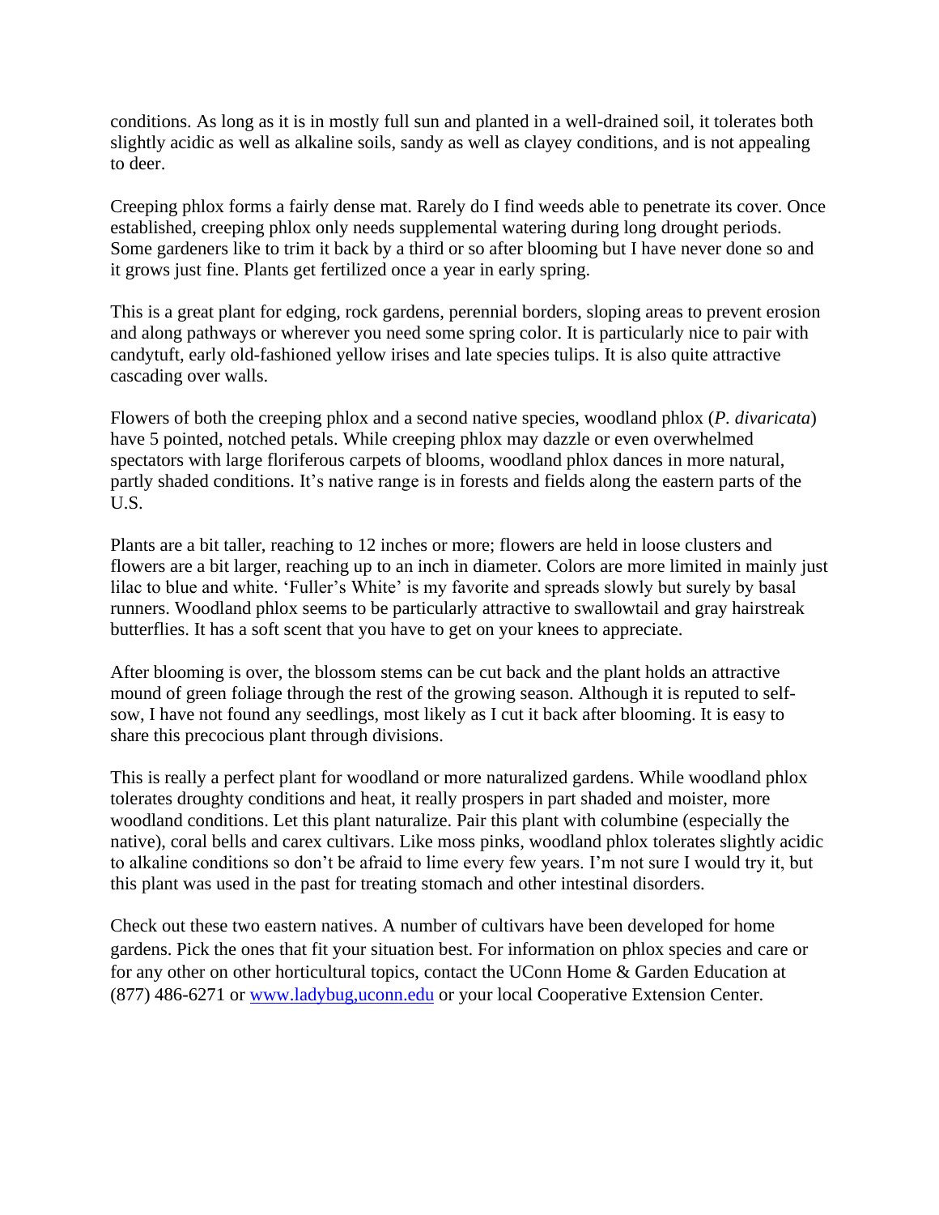conditions. As long as it is in mostly full sun and planted in a well-drained soil, it tolerates both slightly acidic as well as alkaline soils, sandy as well as clayey conditions, and is not appealing to deer.

Creeping phlox forms a fairly dense mat. Rarely do I find weeds able to penetrate its cover. Once established, creeping phlox only needs supplemental watering during long drought periods. Some gardeners like to trim it back by a third or so after blooming but I have never done so and it grows just fine. Plants get fertilized once a year in early spring.

This is a great plant for edging, rock gardens, perennial borders, sloping areas to prevent erosion and along pathways or wherever you need some spring color. It is particularly nice to pair with candytuft, early old-fashioned yellow irises and late species tulips. It is also quite attractive cascading over walls.

Flowers of both the creeping phlox and a second native species, woodland phlox (*P. divaricata*) have 5 pointed, notched petals. While creeping phlox may dazzle or even overwhelmed spectators with large floriferous carpets of blooms, woodland phlox dances in more natural, partly shaded conditions. It's native range is in forests and fields along the eastern parts of the U.S.

Plants are a bit taller, reaching to 12 inches or more; flowers are held in loose clusters and flowers are a bit larger, reaching up to an inch in diameter. Colors are more limited in mainly just lilac to blue and white. 'Fuller's White' is my favorite and spreads slowly but surely by basal runners. Woodland phlox seems to be particularly attractive to swallowtail and gray hairstreak butterflies. It has a soft scent that you have to get on your knees to appreciate.

After blooming is over, the blossom stems can be cut back and the plant holds an attractive mound of green foliage through the rest of the growing season. Although it is reputed to self-sow, I have not found any seedlings, most likely as I cut it back after blooming. It is easy to share this precocious plant through divisions.

This is really a perfect plant for woodland or more naturalized gardens. While woodland phlox tolerates droughty conditions and heat, it really prospers in part shaded and moister, more woodland conditions. Let this plant naturalize. Pair this plant with columbine (especially the native), coral bells and carex cultivars. Like moss pinks, woodland phlox tolerates slightly acidic to alkaline conditions so don't be afraid to lime every few years. I'm not sure I would try it, but this plant was used in the past for treating stomach and other intestinal disorders.

Check out these two eastern natives. A number of cultivars have been developed for home gardens. Pick the ones that fit your situation best. For information on phlox species and care or for any other on other horticultural topics, contact the UConn Home & Garden Education at (877) 486-6271 or [www.ladybug,uconn.edu](www.ladybug,uconn.edu) or your local Cooperative Extension Center.